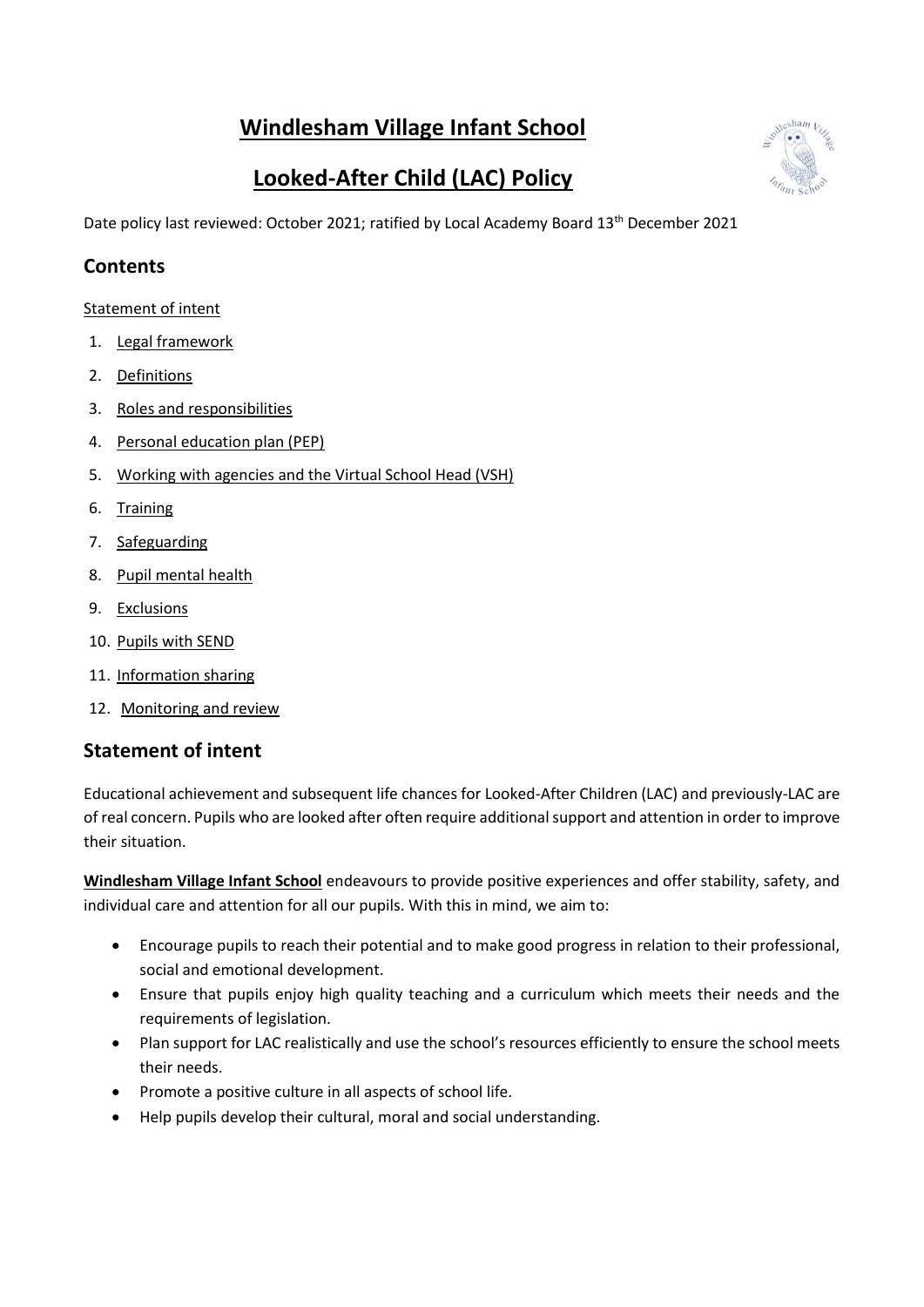# Windlesham Village Infant School

# Looked-After Child (LAC) Policy

Date policy last reviewed: October 2021; ratified by Local Academy Board 13th December 2021

## Contents

Statement of intent

1. Legal framework
2. Definitions
3. Roles and responsibilities
4. Personal education plan (PEP)
5. Working with agencies and the Virtual School Head (VSH)
6. Training
7. Safeguarding
8. Pupil mental health
9. Exclusions
10. Pupils with SEND
11. Information sharing
12. Monitoring and review

## Statement of intent

Educational achievement and subsequent life chances for Looked-After Children (LAC) and previously-LAC are of real concern. Pupils who are looked after often require additional support and attention in order to improve their situation.

**Windlesham Village Infant School** endeavours to provide positive experiences and offer stability, safety, and individual care and attention for all our pupils. With this in mind, we aim to:

- Encourage pupils to reach their potential and to make good progress in relation to their professional, social and emotional development.
- Ensure that pupils enjoy high quality teaching and a curriculum which meets their needs and the requirements of legislation.
- Plan support for LAC realistically and use the school's resources efficiently to ensure the school meets their needs.
- Promote a positive culture in all aspects of school life.
- Help pupils develop their cultural, moral and social understanding.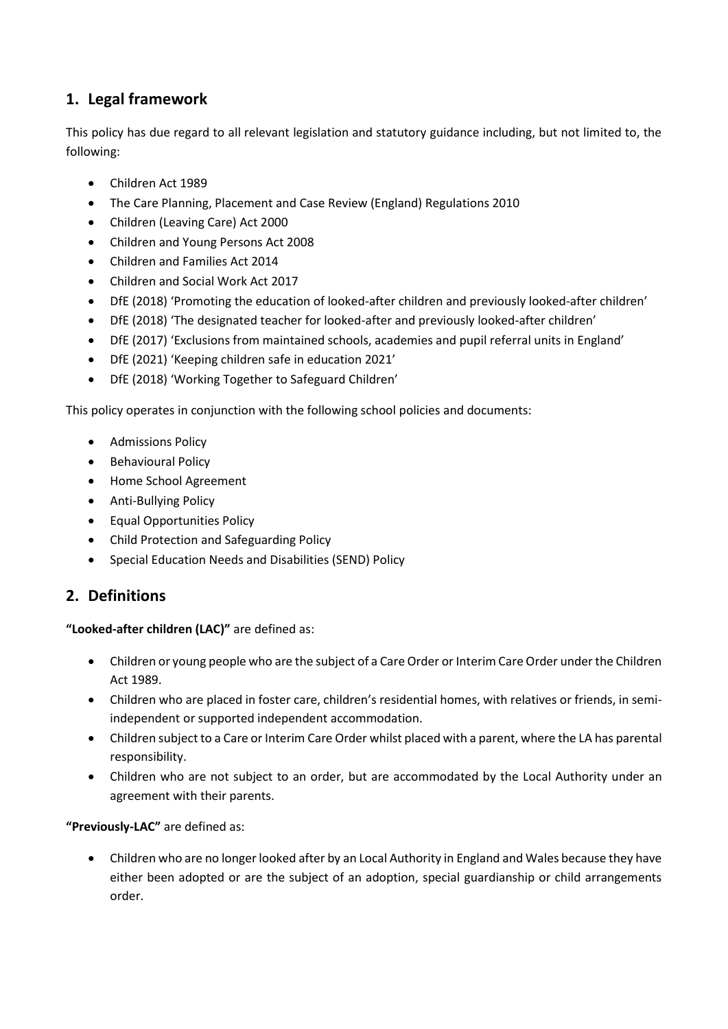## 1. Legal framework

This policy has due regard to all relevant legislation and statutory guidance including, but not limited to, the following:

- Children Act 1989
- The Care Planning, Placement and Case Review (England) Regulations 2010
- Children (Leaving Care) Act 2000
- Children and Young Persons Act 2008
- Children and Families Act 2014
- Children and Social Work Act 2017
- DfE (2018) 'Promoting the education of looked-after children and previously looked-after children'
- DfE (2018) 'The designated teacher for looked-after and previously looked-after children'
- DfE (2017) 'Exclusions from maintained schools, academies and pupil referral units in England'
- DfE (2021) 'Keeping children safe in education 2021'
- DfE (2018) 'Working Together to Safeguard Children'

This policy operates in conjunction with the following school policies and documents:

- Admissions Policy
- Behavioural Policy
- Home School Agreement
- Anti-Bullying Policy
- Equal Opportunities Policy
- Child Protection and Safeguarding Policy
- Special Education Needs and Disabilities (SEND) Policy

## 2. Definitions

**"Looked-after children (LAC)"** are defined as:

- Children or young people who are the subject of a Care Order or Interim Care Order under the Children Act 1989.
- Children who are placed in foster care, children's residential homes, with relatives or friends, in semi-independent or supported independent accommodation.
- Children subject to a Care or Interim Care Order whilst placed with a parent, where the LA has parental responsibility.
- Children who are not subject to an order, but are accommodated by the Local Authority under an agreement with their parents.

**"Previously-LAC"** are defined as:

- Children who are no longer looked after by an Local Authority in England and Wales because they have either been adopted or are the subject of an adoption, special guardianship or child arrangements order.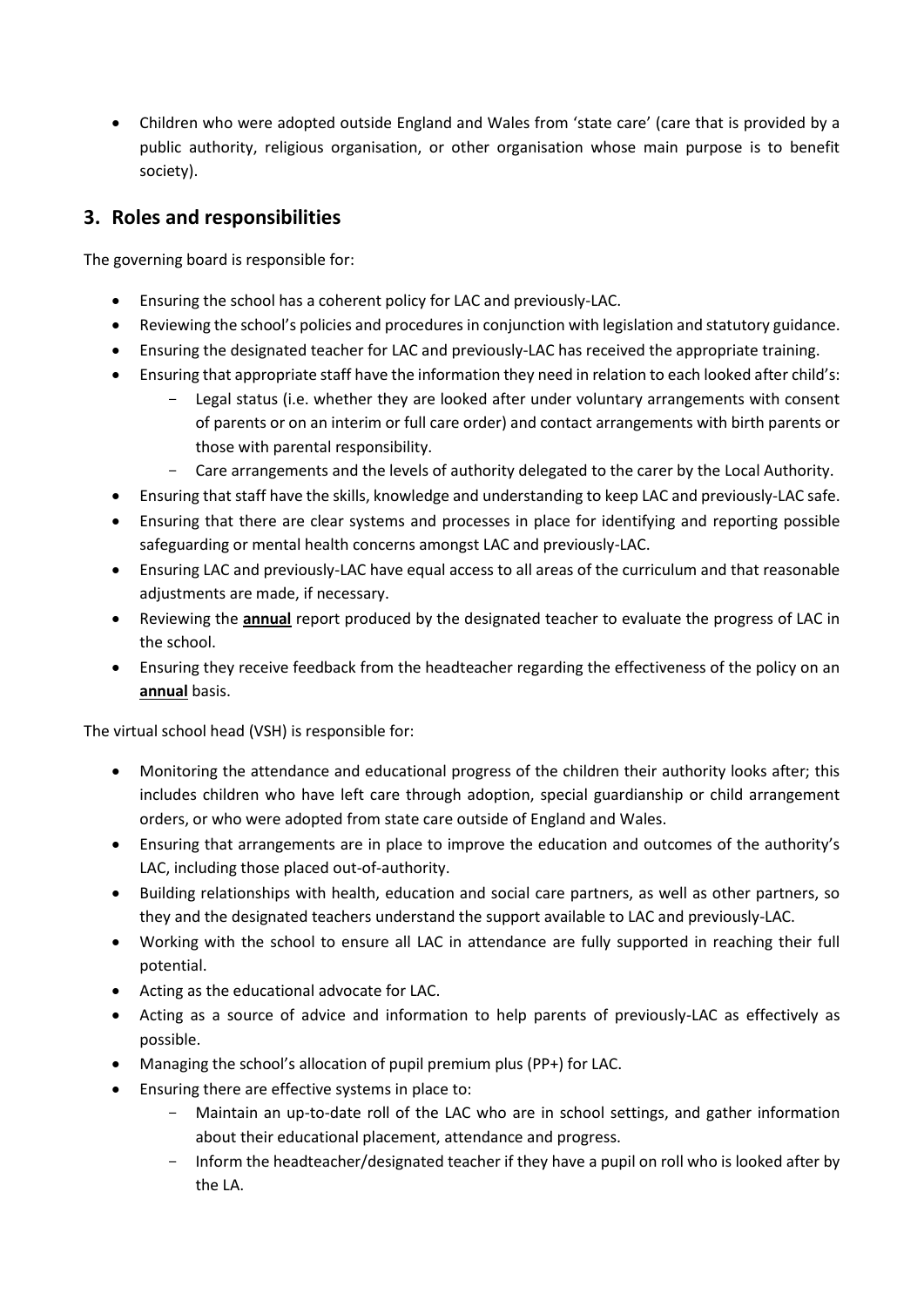- Children who were adopted outside England and Wales from 'state care' (care that is provided by a public authority, religious organisation, or other organisation whose main purpose is to benefit society).

## 3. Roles and responsibilities

The governing board is responsible for:

- Ensuring the school has a coherent policy for LAC and previously-LAC.
- Reviewing the school's policies and procedures in conjunction with legislation and statutory guidance.
- Ensuring the designated teacher for LAC and previously-LAC has received the appropriate training.
- Ensuring that appropriate staff have the information they need in relation to each looked after child's:
  - Legal status (i.e. whether they are looked after under voluntary arrangements with consent of parents or on an interim or full care order) and contact arrangements with birth parents or those with parental responsibility.
  - Care arrangements and the levels of authority delegated to the carer by the Local Authority.
- Ensuring that staff have the skills, knowledge and understanding to keep LAC and previously-LAC safe.
- Ensuring that there are clear systems and processes in place for identifying and reporting possible safeguarding or mental health concerns amongst LAC and previously-LAC.
- Ensuring LAC and previously-LAC have equal access to all areas of the curriculum and that reasonable adjustments are made, if necessary.
- Reviewing the **annual** report produced by the designated teacher to evaluate the progress of LAC in the school.
- Ensuring they receive feedback from the headteacher regarding the effectiveness of the policy on an **annual** basis.

The virtual school head (VSH) is responsible for:

- Monitoring the attendance and educational progress of the children their authority looks after; this includes children who have left care through adoption, special guardianship or child arrangement orders, or who were adopted from state care outside of England and Wales.
- Ensuring that arrangements are in place to improve the education and outcomes of the authority's LAC, including those placed out-of-authority.
- Building relationships with health, education and social care partners, as well as other partners, so they and the designated teachers understand the support available to LAC and previously-LAC.
- Working with the school to ensure all LAC in attendance are fully supported in reaching their full potential.
- Acting as the educational advocate for LAC.
- Acting as a source of advice and information to help parents of previously-LAC as effectively as possible.
- Managing the school's allocation of pupil premium plus (PP+) for LAC.
- Ensuring there are effective systems in place to:
  - Maintain an up-to-date roll of the LAC who are in school settings, and gather information about their educational placement, attendance and progress.
  - Inform the headteacher/designated teacher if they have a pupil on roll who is looked after by the LA.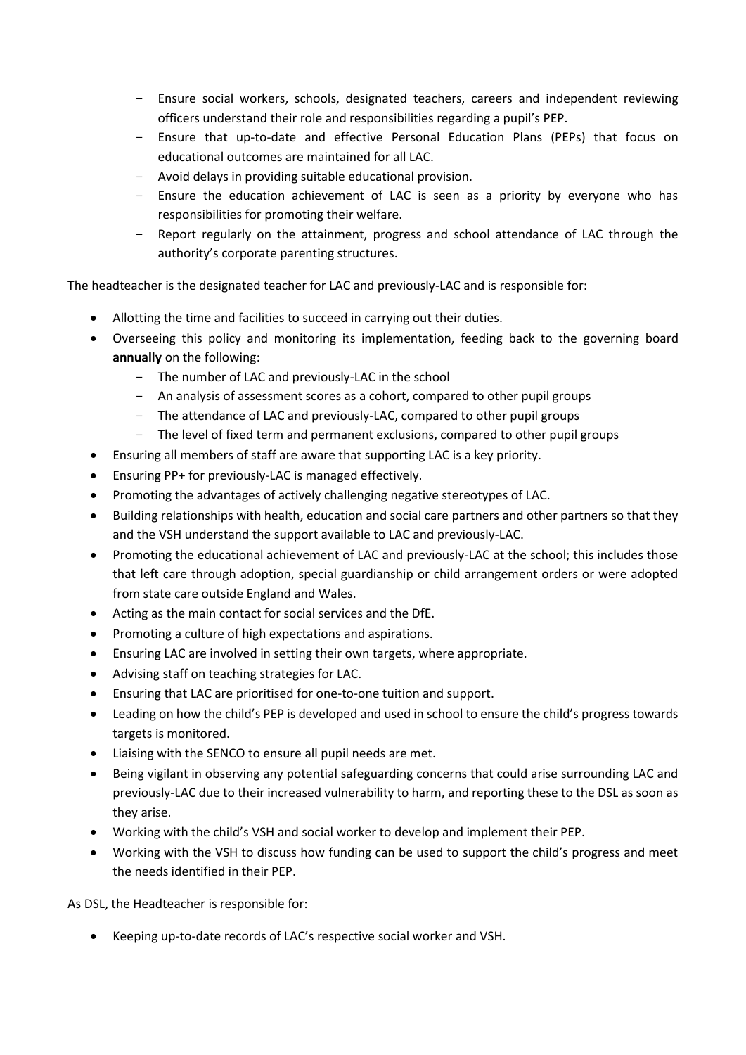- Ensure social workers, schools, designated teachers, careers and independent reviewing officers understand their role and responsibilities regarding a pupil's PEP.
  - Ensure that up-to-date and effective Personal Education Plans (PEPs) that focus on educational outcomes are maintained for all LAC.
  - Avoid delays in providing suitable educational provision.
  - Ensure the education achievement of LAC is seen as a priority by everyone who has responsibilities for promoting their welfare.
  - Report regularly on the attainment, progress and school attendance of LAC through the authority's corporate parenting structures.

The headteacher is the designated teacher for LAC and previously-LAC and is responsible for:

- Allotting the time and facilities to succeed in carrying out their duties.
- Overseeing this policy and monitoring its implementation, feeding back to the governing board **annually** on the following:
  - The number of LAC and previously-LAC in the school
  - An analysis of assessment scores as a cohort, compared to other pupil groups
  - The attendance of LAC and previously-LAC, compared to other pupil groups
  - The level of fixed term and permanent exclusions, compared to other pupil groups
- Ensuring all members of staff are aware that supporting LAC is a key priority.
- Ensuring PP+ for previously-LAC is managed effectively.
- Promoting the advantages of actively challenging negative stereotypes of LAC.
- Building relationships with health, education and social care partners and other partners so that they and the VSH understand the support available to LAC and previously-LAC.
- Promoting the educational achievement of LAC and previously-LAC at the school; this includes those that left care through adoption, special guardianship or child arrangement orders or were adopted from state care outside England and Wales.
- Acting as the main contact for social services and the DfE.
- Promoting a culture of high expectations and aspirations.
- Ensuring LAC are involved in setting their own targets, where appropriate.
- Advising staff on teaching strategies for LAC.
- Ensuring that LAC are prioritised for one-to-one tuition and support.
- Leading on how the child's PEP is developed and used in school to ensure the child's progress towards targets is monitored.
- Liaising with the SENCO to ensure all pupil needs are met.
- Being vigilant in observing any potential safeguarding concerns that could arise surrounding LAC and previously-LAC due to their increased vulnerability to harm, and reporting these to the DSL as soon as they arise.
- Working with the child's VSH and social worker to develop and implement their PEP.
- Working with the VSH to discuss how funding can be used to support the child's progress and meet the needs identified in their PEP.

As DSL, the Headteacher is responsible for:

- Keeping up-to-date records of LAC's respective social worker and VSH.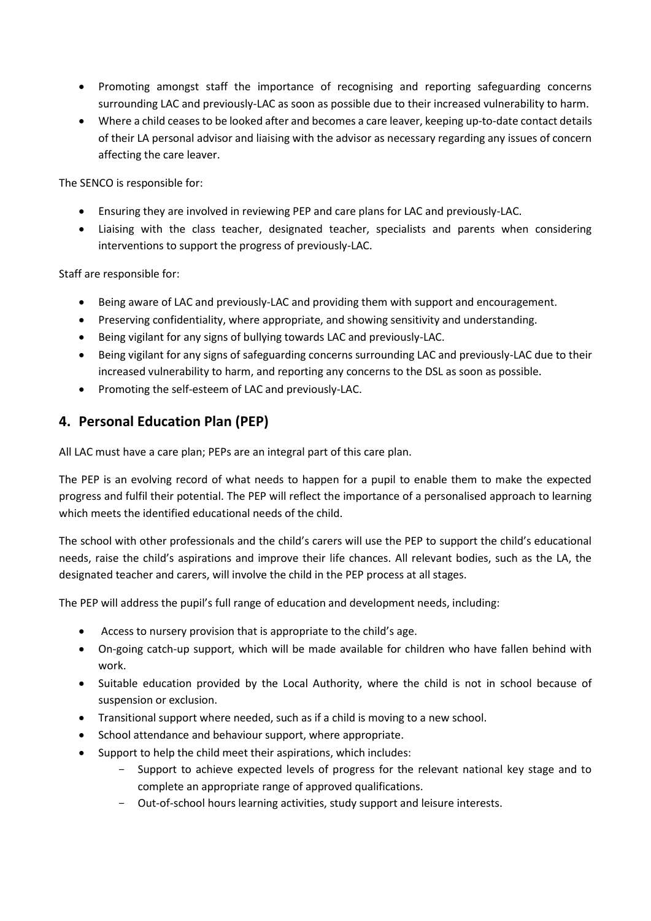- Promoting amongst staff the importance of recognising and reporting safeguarding concerns surrounding LAC and previously-LAC as soon as possible due to their increased vulnerability to harm.
- Where a child ceases to be looked after and becomes a care leaver, keeping up-to-date contact details of their LA personal advisor and liaising with the advisor as necessary regarding any issues of concern affecting the care leaver.

The SENCO is responsible for:

- Ensuring they are involved in reviewing PEP and care plans for LAC and previously-LAC.
- Liaising with the class teacher, designated teacher, specialists and parents when considering interventions to support the progress of previously-LAC.

Staff are responsible for:

- Being aware of LAC and previously-LAC and providing them with support and encouragement.
- Preserving confidentiality, where appropriate, and showing sensitivity and understanding.
- Being vigilant for any signs of bullying towards LAC and previously-LAC.
- Being vigilant for any signs of safeguarding concerns surrounding LAC and previously-LAC due to their increased vulnerability to harm, and reporting any concerns to the DSL as soon as possible.
- Promoting the self-esteem of LAC and previously-LAC.

## 4. Personal Education Plan (PEP)

All LAC must have a care plan; PEPs are an integral part of this care plan.

The PEP is an evolving record of what needs to happen for a pupil to enable them to make the expected progress and fulfil their potential. The PEP will reflect the importance of a personalised approach to learning which meets the identified educational needs of the child.

The school with other professionals and the child's carers will use the PEP to support the child's educational needs, raise the child's aspirations and improve their life chances. All relevant bodies, such as the LA, the designated teacher and carers, will involve the child in the PEP process at all stages.

The PEP will address the pupil's full range of education and development needs, including:

- Access to nursery provision that is appropriate to the child's age.
- On-going catch-up support, which will be made available for children who have fallen behind with work.
- Suitable education provided by the Local Authority, where the child is not in school because of suspension or exclusion.
- Transitional support where needed, such as if a child is moving to a new school.
- School attendance and behaviour support, where appropriate.
- Support to help the child meet their aspirations, which includes:
  - Support to achieve expected levels of progress for the relevant national key stage and to complete an appropriate range of approved qualifications.
  - Out-of-school hours learning activities, study support and leisure interests.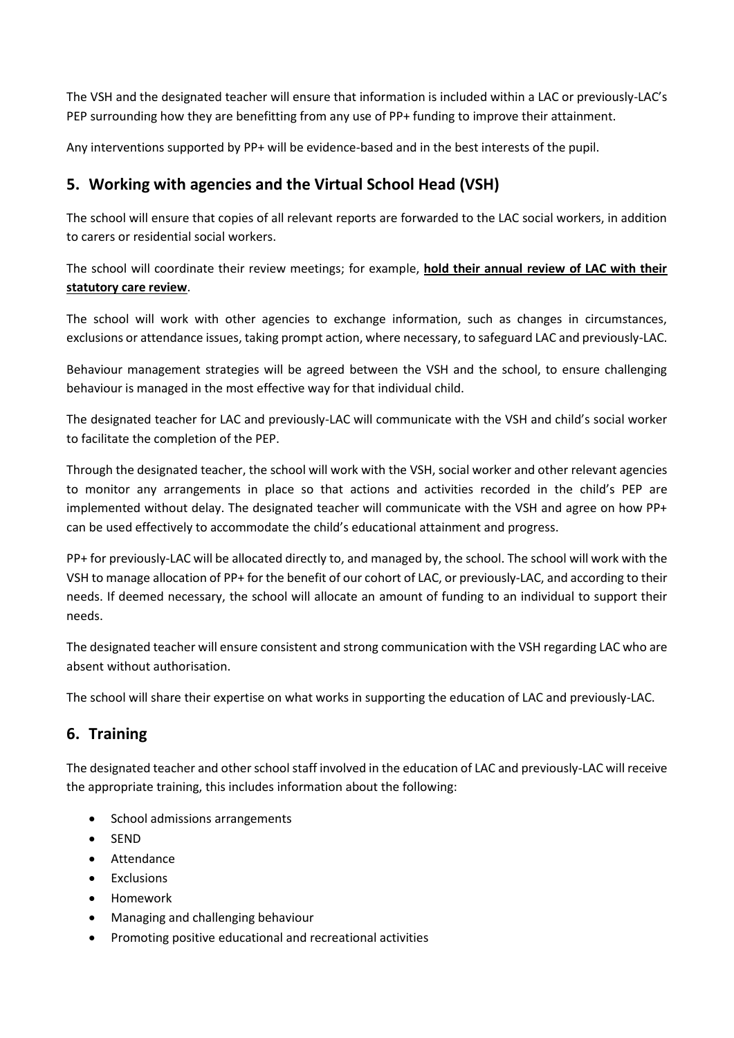The VSH and the designated teacher will ensure that information is included within a LAC or previously-LAC's PEP surrounding how they are benefitting from any use of PP+ funding to improve their attainment.

Any interventions supported by PP+ will be evidence-based and in the best interests of the pupil.

## 5. Working with agencies and the Virtual School Head (VSH)

The school will ensure that copies of all relevant reports are forwarded to the LAC social workers, in addition to carers or residential social workers.

The school will coordinate their review meetings; for example, **hold their annual review of LAC with their statutory care review**.

The school will work with other agencies to exchange information, such as changes in circumstances, exclusions or attendance issues, taking prompt action, where necessary, to safeguard LAC and previously-LAC.

Behaviour management strategies will be agreed between the VSH and the school, to ensure challenging behaviour is managed in the most effective way for that individual child.

The designated teacher for LAC and previously-LAC will communicate with the VSH and child's social worker to facilitate the completion of the PEP.

Through the designated teacher, the school will work with the VSH, social worker and other relevant agencies to monitor any arrangements in place so that actions and activities recorded in the child's PEP are implemented without delay. The designated teacher will communicate with the VSH and agree on how PP+ can be used effectively to accommodate the child's educational attainment and progress.

PP+ for previously-LAC will be allocated directly to, and managed by, the school. The school will work with the VSH to manage allocation of PP+ for the benefit of our cohort of LAC, or previously-LAC, and according to their needs. If deemed necessary, the school will allocate an amount of funding to an individual to support their needs.

The designated teacher will ensure consistent and strong communication with the VSH regarding LAC who are absent without authorisation.

The school will share their expertise on what works in supporting the education of LAC and previously-LAC.

## 6. Training

The designated teacher and other school staff involved in the education of LAC and previously-LAC will receive the appropriate training, this includes information about the following:

- School admissions arrangements
- SEND
- Attendance
- Exclusions
- Homework
- Managing and challenging behaviour
- Promoting positive educational and recreational activities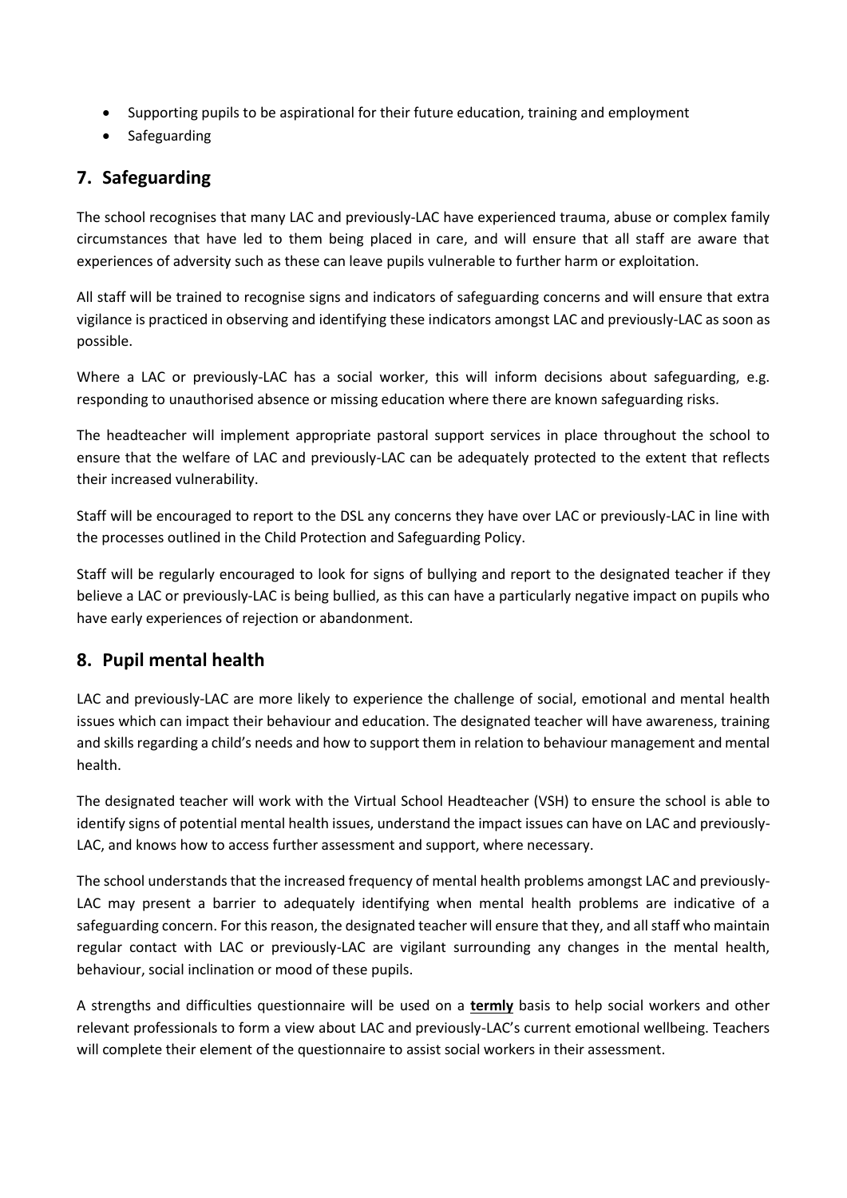- Supporting pupils to be aspirational for their future education, training and employment
- Safeguarding

## 7. Safeguarding

The school recognises that many LAC and previously-LAC have experienced trauma, abuse or complex family circumstances that have led to them being placed in care, and will ensure that all staff are aware that experiences of adversity such as these can leave pupils vulnerable to further harm or exploitation.

All staff will be trained to recognise signs and indicators of safeguarding concerns and will ensure that extra vigilance is practiced in observing and identifying these indicators amongst LAC and previously-LAC as soon as possible.

Where a LAC or previously-LAC has a social worker, this will inform decisions about safeguarding, e.g. responding to unauthorised absence or missing education where there are known safeguarding risks.

The headteacher will implement appropriate pastoral support services in place throughout the school to ensure that the welfare of LAC and previously-LAC can be adequately protected to the extent that reflects their increased vulnerability.

Staff will be encouraged to report to the DSL any concerns they have over LAC or previously-LAC in line with the processes outlined in the Child Protection and Safeguarding Policy.

Staff will be regularly encouraged to look for signs of bullying and report to the designated teacher if they believe a LAC or previously-LAC is being bullied, as this can have a particularly negative impact on pupils who have early experiences of rejection or abandonment.

## 8. Pupil mental health

LAC and previously-LAC are more likely to experience the challenge of social, emotional and mental health issues which can impact their behaviour and education. The designated teacher will have awareness, training and skills regarding a child's needs and how to support them in relation to behaviour management and mental health.

The designated teacher will work with the Virtual School Headteacher (VSH) to ensure the school is able to identify signs of potential mental health issues, understand the impact issues can have on LAC and previously-LAC, and knows how to access further assessment and support, where necessary.

The school understands that the increased frequency of mental health problems amongst LAC and previously-LAC may present a barrier to adequately identifying when mental health problems are indicative of a safeguarding concern. For this reason, the designated teacher will ensure that they, and all staff who maintain regular contact with LAC or previously-LAC are vigilant surrounding any changes in the mental health, behaviour, social inclination or mood of these pupils.

A strengths and difficulties questionnaire will be used on a **termly** basis to help social workers and other relevant professionals to form a view about LAC and previously-LAC's current emotional wellbeing. Teachers will complete their element of the questionnaire to assist social workers in their assessment.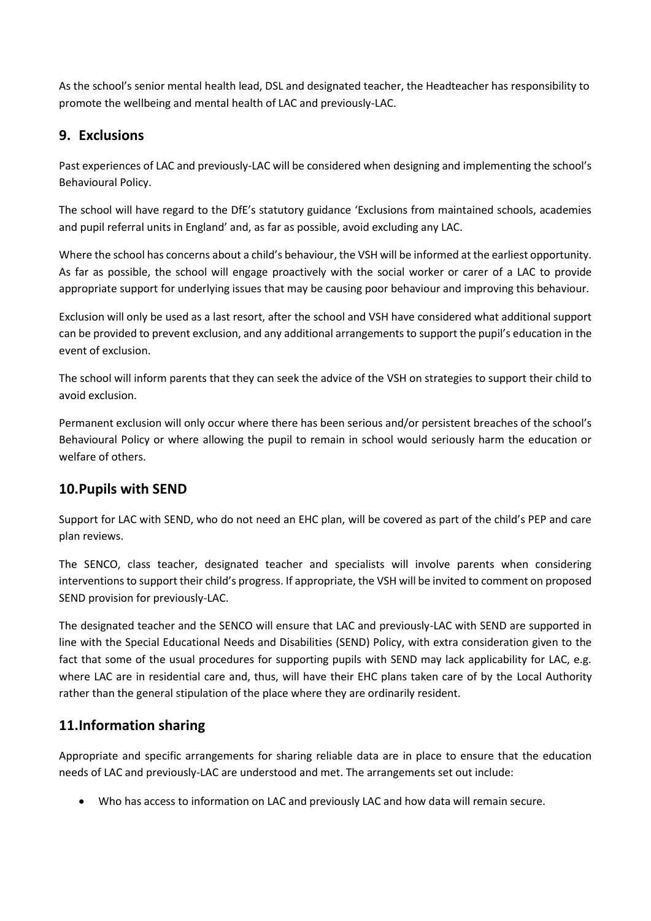As the school's senior mental health lead, DSL and designated teacher, the Headteacher has responsibility to promote the wellbeing and mental health of LAC and previously-LAC.

## 9. Exclusions

Past experiences of LAC and previously-LAC will be considered when designing and implementing the school's Behavioural Policy.

The school will have regard to the DfE's statutory guidance 'Exclusions from maintained schools, academies and pupil referral units in England' and, as far as possible, avoid excluding any LAC.

Where the school has concerns about a child's behaviour, the VSH will be informed at the earliest opportunity. As far as possible, the school will engage proactively with the social worker or carer of a LAC to provide appropriate support for underlying issues that may be causing poor behaviour and improving this behaviour.

Exclusion will only be used as a last resort, after the school and VSH have considered what additional support can be provided to prevent exclusion, and any additional arrangements to support the pupil's education in the event of exclusion.

The school will inform parents that they can seek the advice of the VSH on strategies to support their child to avoid exclusion.

Permanent exclusion will only occur where there has been serious and/or persistent breaches of the school's Behavioural Policy or where allowing the pupil to remain in school would seriously harm the education or welfare of others.

## 10. Pupils with SEND

Support for LAC with SEND, who do not need an EHC plan, will be covered as part of the child's PEP and care plan reviews.

The SENCO, class teacher, designated teacher and specialists will involve parents when considering interventions to support their child's progress. If appropriate, the VSH will be invited to comment on proposed SEND provision for previously-LAC.

The designated teacher and the SENCO will ensure that LAC and previously-LAC with SEND are supported in line with the Special Educational Needs and Disabilities (SEND) Policy, with extra consideration given to the fact that some of the usual procedures for supporting pupils with SEND may lack applicability for LAC, e.g. where LAC are in residential care and, thus, will have their EHC plans taken care of by the Local Authority rather than the general stipulation of the place where they are ordinarily resident.

## 11. Information sharing

Appropriate and specific arrangements for sharing reliable data are in place to ensure that the education needs of LAC and previously-LAC are understood and met. The arrangements set out include:

- Who has access to information on LAC and previously LAC and how data will remain secure.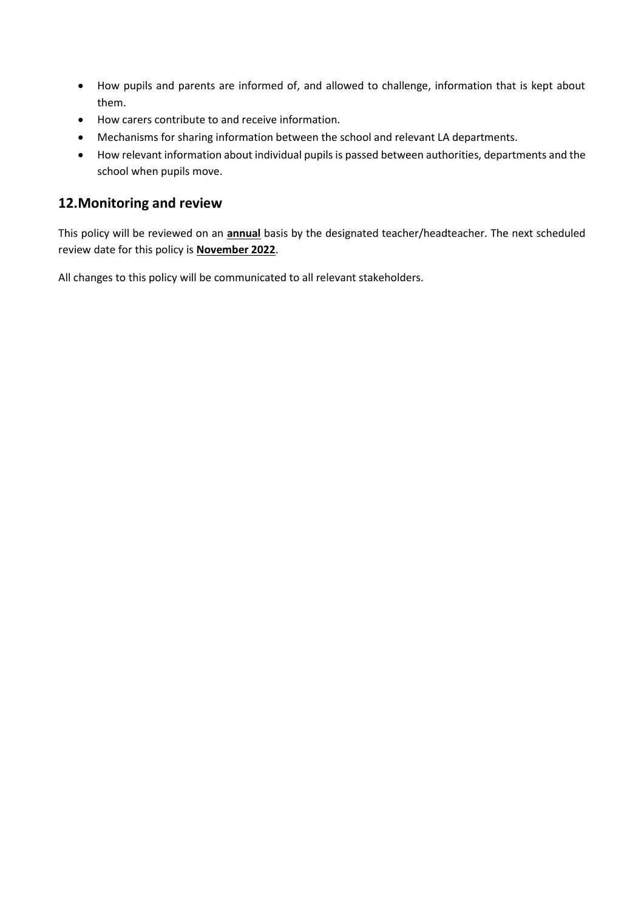- How pupils and parents are informed of, and allowed to challenge, information that is kept about them.
- How carers contribute to and receive information.
- Mechanisms for sharing information between the school and relevant LA departments.
- How relevant information about individual pupils is passed between authorities, departments and the school when pupils move.

## 12.Monitoring and review

This policy will be reviewed on an **annual** basis by the designated teacher/headteacher. The next scheduled review date for this policy is **November 2022**.

All changes to this policy will be communicated to all relevant stakeholders.